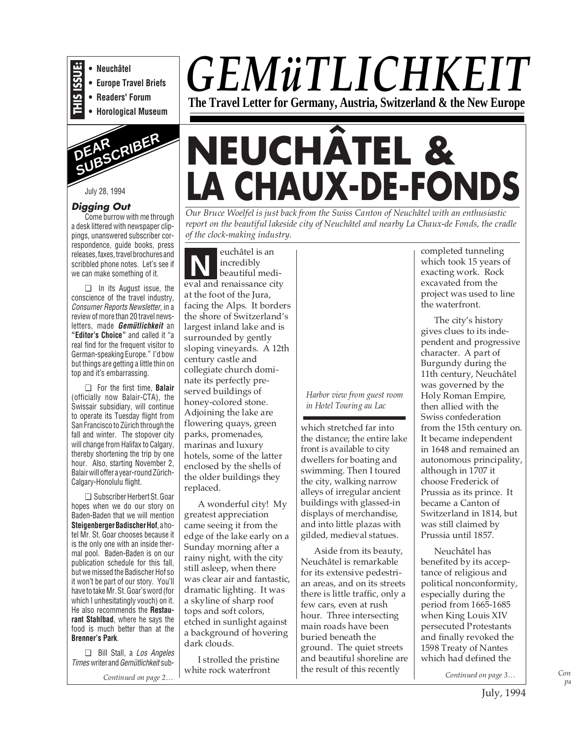**THIS ISSUE:**
- Neuchâtel
- Europe Travel Briefs
- Readers' Forum
- Horological Museum

# GEMüTLICHKEIT

**The Travel Letter for Germany, Austria, Switzerland & the New Europe**

## DEAR SUBSCRIBER

July 28, 1994

### Digging Out

Come burrow with me through a desk littered with newspaper clippings, unanswered subscriber correspondence, guide books, press releases, faxes, travel brochures and scribbled phone notes. Let's see if we can make something of it.

❑ In its August issue, the conscience of the travel industry, *Consumer Reports Newsletter*, in a review of more than 20 travel newsletters, made ***Gemütlichkeit*** an **"Editor's Choice"** and called it "a real find for the frequent visitor to German-speaking Europe." I'd bow but things are getting a little thin on top and it's embarrassing.

❑ For the first time, **Balair** (officially now Balair-CTA), the Swissair subsidiary, will continue to operate its Tuesday flight from San Francisco to Zürich through the fall and winter. The stopover city will change from Halifax to Calgary, thereby shortening the trip by one hour. Also, starting November 2, Balair will offer a year-round Zürich-Calgary-Honolulu flight.

❑ Subscriber Herbert St. Goar hopes when we do our story on Baden-Baden that we will mention **Steigenberger Badischer Hof**, a hotel Mr. St. Goar chooses because it is the only one with an inside thermal pool. Baden-Baden is on our publication schedule for this fall, but we missed the Badischer Hof so it won't be part of our story. You'll have to take Mr. St. Goar's word (for which I unhesitatingly vouch) on it. He also recommends the **Restaurant Stahlbad**, where he says the food is much better than at the **Brenner's Park**.

❑ Bill Stall, a *Los Angeles Times* writer and *Gemütlichkeit* sub-

*Continued on page 2…*

# NEUCHÂTEL & LA CHAUX-DE-FONDS

*Our Bruce Woelfel is just back from the Swiss Canton of Neuchâtel with an enthusiastic report on the beautiful lakeside city of Neuchâtel and nearby La Chaux-de Fonds, the cradle of the clock-making industry.*

Neuchâtel is an incredibly beautiful medieval and renaissance city at the foot of the Jura, facing the Alps. It borders the shore of Switzerland's largest inland lake and is surrounded by gently sloping vineyards. A 12th century castle and collegiate church dominate its perfectly preserved buildings of honey-colored stone. Adjoining the lake are flowering quays, green parks, promenades, marinas and luxury hotels, some of the latter enclosed by the shells of the older buildings they replaced.

A wonderful city! My greatest appreciation came seeing it from the edge of the lake early on a Sunday morning after a rainy night, with the city still asleep, when there was clear air and fantastic, dramatic lighting. It was a skyline of sharp roof tops and soft colors, etched in sunlight against a background of hovering dark clouds.

I strolled the pristine white rock waterfront which stretched far into the distance; the entire lake front is available to city dwellers for boating and swimming. Then I toured the city, walking narrow alleys of irregular ancient buildings with glassed-in displays of merchandise, and into little plazas with gilded, medieval statues.

*Harbor view from guest room in Hotel Touring au Lac*

Aside from its beauty, Neuchâtel is remarkable for its extensive pedestrian areas, and on its streets there is little traffic, only a few cars, even at rush hour. Three intersecting main roads have been buried beneath the ground. The quiet streets and beautiful shoreline are the result of this recently completed tunneling which took 15 years of exacting work. Rock excavated from the project was used to line the waterfront.

The city's history gives clues to its independent and progressive character. A part of Burgundy during the 11th century, Neuchâtel was governed by the Holy Roman Empire, then allied with the Swiss confederation from the 15th century on. It became independent in 1648 and remained an autonomous principality, although in 1707 it choose Frederick of Prussia as its prince. It became a Canton of Switzerland in 1814, but was still claimed by Prussia until 1857.

Neuchâtel has benefited by its acceptance of religious and political nonconformity, especially during the period from 1665-1685 when King Louis XIV persecuted Protestants and finally revoked the 1598 Treaty of Nantes which had defined the

*Continued on page 3…*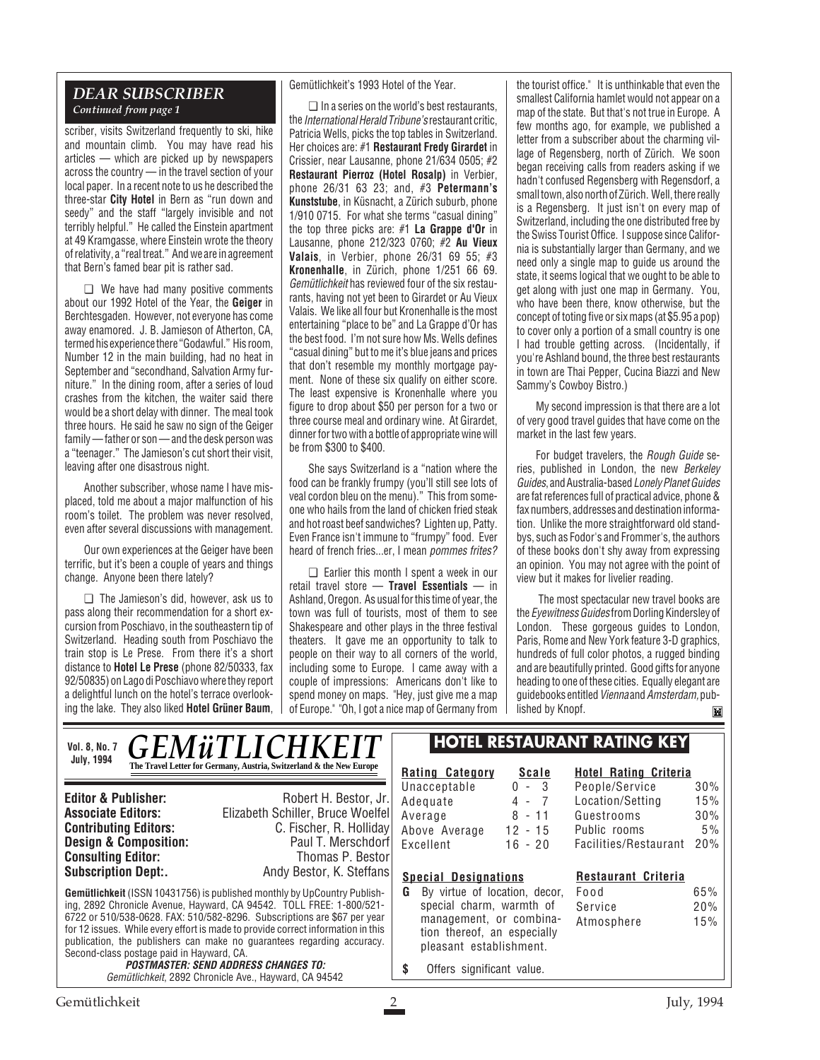## *DEAR SUBSCRIBER*

*Continued from page 1*

scriber, visits Switzerland frequently to ski, hike and mountain climb. You may have read his articles — which are picked up by newspapers across the country — in the travel section of your local paper. In a recent note to us he described the three-star **City Hotel** in Bern as "run down and seedy" and the staff "largely invisible and not terribly helpful." He called the Einstein apartment at 49 Kramgasse, where Einstein wrote the theory of relativity, a "real treat." And we are in agreement that Bern's famed bear pit is rather sad.

❑ We have had many positive comments about our 1992 Hotel of the Year, the **Geiger** in Berchtesgaden. However, not everyone has come away enamored. J. B. Jamieson of Atherton, CA, termed his experience there "Godawful." His room, Number 12 in the main building, had no heat in September and "secondhand, Salvation Army furniture." In the dining room, after a series of loud crashes from the kitchen, the waiter said there would be a short delay with dinner. The meal took three hours. He said he saw no sign of the Geiger family — father or son — and the desk person was a "teenager." The Jamieson's cut short their visit, leaving after one disastrous night.

Another subscriber, whose name I have misplaced, told me about a major malfunction of his room's toilet. The problem was never resolved, even after several discussions with management.

Our own experiences at the Geiger have been terrific, but it's been a couple of years and things change. Anyone been there lately?

❑ The Jamieson's did, however, ask us to pass along their recommendation for a short excursion from Poschiavo, in the southeastern tip of Switzerland. Heading south from Poschiavo the train stop is Le Prese. From there it's a short distance to **Hotel Le Prese** (phone 82/50333, fax 92/50835) on Lago di Poschiavo where they report a delightful lunch on the hotel's terrace overlooking the lake. They also liked **Hotel Grüner Baum**, Gemütlichkeit's 1993 Hotel of the Year.

❑ In a series on the world's best restaurants, the *International Herald Tribune's* restaurant critic, Patricia Wells, picks the top tables in Switzerland. Her choices are: #1 **Restaurant Fredy Girardet** in Crissier, near Lausanne, phone 21/634 0505; #2 **Restaurant Pierroz (Hotel Rosalp)** in Verbier, phone 26/31 63 23; and, #3 **Petermann's Kunststube**, in Küsnacht, a Zürich suburb, phone 1/910 0715. For what she terms "casual dining" the top three picks are: #1 **La Grappe d'Or** in Lausanne, phone 212/323 0760; #2 **Au Vieux Valais**, in Verbier, phone 26/31 69 55; #3 **Kronenhalle**, in Zürich, phone 1/251 66 69. *Gemütlichkeit* has reviewed four of the six restaurants, having not yet been to Girardet or Au Vieux Valais. We like all four but Kronenhalle is the most entertaining "place to be" and La Grappe d'Or has the best food. I'm not sure how Ms. Wells defines "casual dining" but to me it's blue jeans and prices that don't resemble my monthly mortgage payment. None of these six qualify on either score. The least expensive is Kronenhalle where you figure to drop about $50 per person for a two or three course meal and ordinary wine. At Girardet, dinner for two with a bottle of appropriate wine will be from $300 to $400.

She says Switzerland is a "nation where the food can be frankly frumpy (you'll still see lots of veal cordon bleu on the menu)." This from someone who hails from the land of chicken fried steak and hot roast beef sandwiches? Lighten up, Patty. Even France isn't immune to "frumpy" food. Ever heard of french fries...er, I mean *pommes frites?*

❑ Earlier this month I spent a week in our retail travel store — **Travel Essentials** — in Ashland, Oregon. As usual for this time of year, the town was full of tourists, most of them to see Shakespeare and other plays in the three festival theaters. It gave me an opportunity to talk to people on their way to all corners of the world, including some to Europe. I came away with a couple of impressions: Americans don't like to spend money on maps. "Yes, just give me a map of Europe." "Oh, I got a nice map of Germany from the tourist office." It is unthinkable that even the smallest California hamlet would not appear on a map of the state. But that's not true in Europe. A few months ago, for example, we published a letter from a subscriber about the charming village of Regensberg, north of Zürich. We soon began receiving calls from readers asking if we hadn't confused Regensberg with Regensdorf, a small town, also north of Zürich. Well, there really is a Regensberg. It just isn't on every map of Switzerland, including the one distributed free by the Swiss Tourist Office. I suppose since California is substantially larger than Germany, and we need only a single map to guide us around the state, it seems logical that we ought to be able to get along with just one map in Germany. You, who have been there, know otherwise, but the concept of toting five or six maps (at $5.95 a pop) to cover only a portion of a small country is one I had trouble getting across. (Incidentally, if you're Ashland bound, the three best restaurants in town are Thai Pepper, Cucina Biazzi and New Sammy's Cowboy Bistro.)

My second impression is that there are a lot of very good travel guides that have come on the market in the last few years.

For budget travelers, the *Rough Guide* series, published in London, the new *Berkeley Guides*, and Australia-based *Lonely Planet Guides* are fat references full of practical advice, phone & fax numbers, addresses and destination information. Unlike the more straightforward old standbys, such as Fodor's and Frommer's, the authors of these books don't shy away from expressing an opinion. You may not agree with the point of view but it makes for livelier reading.

The most spectacular new travel books are the *Eyewitness Guides* from Dorling Kindersley of London. These gorgeous guides to London, Paris, Rome and New York feature 3-D graphics, hundreds of full color photos, a rugged binding and are beautifully printed. Good gifts for anyone heading to one of these cities. Equally elegant are guidebooks entitled *Vienna* and *Amsterdam,* published by Knopf.

---

**Vol. 8, No. 7**
**July, 1994**

# *GEMüTLICHKEIT*

**The Travel Letter for Germany, Austria, Switzerland & the New Europe**

**Editor & Publisher:** Robert H. Bestor, Jr.
**Associate Editors:** Elizabeth Schiller, Bruce Woelfel
**Contributing Editors:** C. Fischer, R. Holliday
**Design & Composition:** Paul T. Merschdorf
**Consulting Editor:** Thomas P. Bestor
**Subscription Dept:.** Andy Bestor, K. Steffans

**Gemütlichkeit** (ISSN 10431756) is published monthly by UpCountry Publishing, 2892 Chronicle Avenue, Hayward, CA 94542. TOLL FREE: 1-800/521-6722 or 510/538-0628. FAX: 510/582-8296. Subscriptions are $67 per year for 12 issues. While every effort is made to provide correct information in this publication, the publishers can make no guarantees regarding accuracy. Second-class postage paid in Hayward, CA.

***POSTMASTER: SEND ADDRESS CHANGES TO:***
*Gemütlichkeit*, 2892 Chronicle Ave., Hayward, CA 94542

## HOTEL RESTAURANT RATING KEY

| Rating Category | Scale |
|---|---|
| Unacceptable | 0 - 3 |
| Adequate | 4 - 7 |
| Average | 8 - 11 |
| Above Average | 12 - 15 |
| Excellent | 16 - 20 |

| Hotel Rating Criteria | |
|---|---|
| People/Service | 30% |
| Location/Setting | 15% |
| Guestrooms | 30% |
| Public rooms | 5% |
| Facilities/Restaurant | 20% |

**Special Designations**

**G** By virtue of location, decor, special charm, warmth of management, or combination thereof, an especially pleasant establishment.

**$** Offers significant value.

| Restaurant Criteria | |
|---|---|
| Food | 65% |
| Service | 20% |
| Atmosphere | 15% |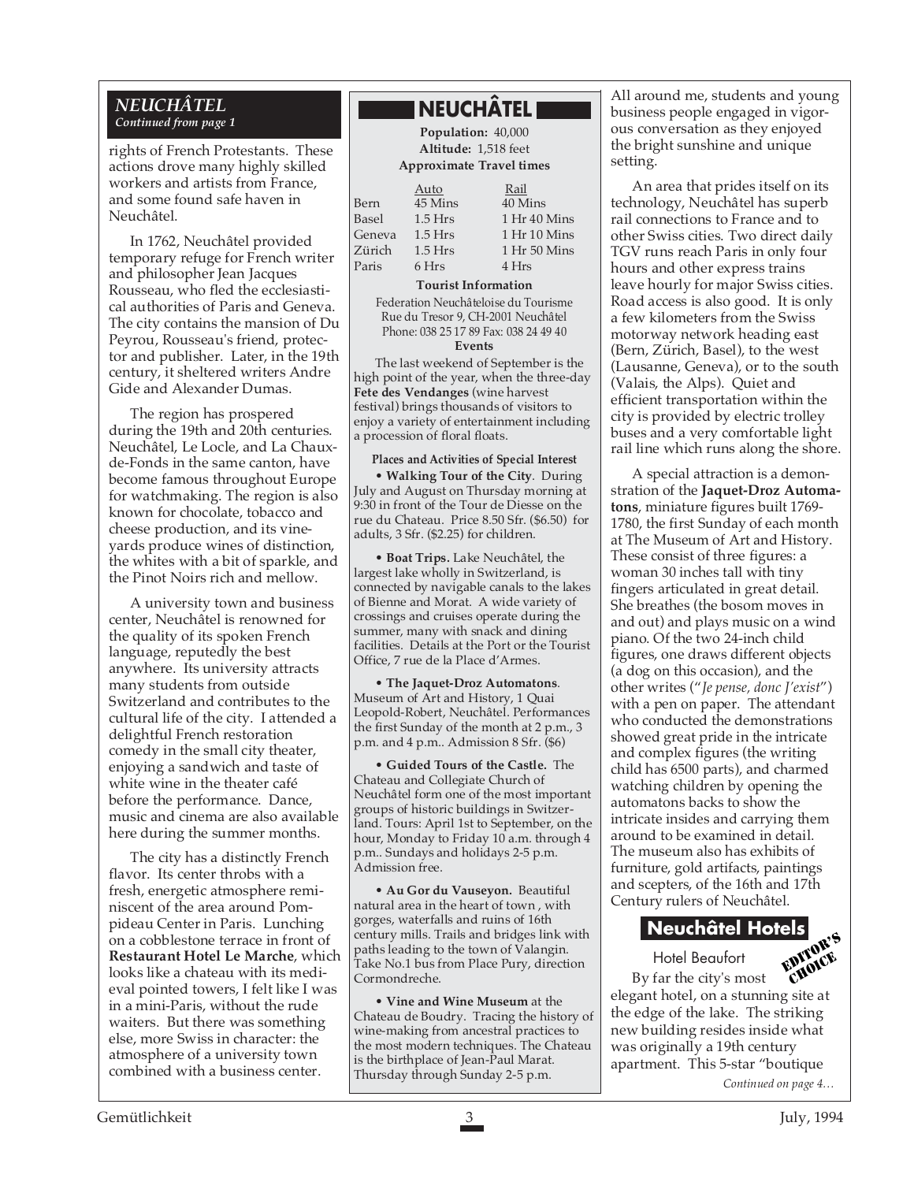## NEUCHÂTEL

*Continued from page 1*

rights of French Protestants. These actions drove many highly skilled workers and artists from France, and some found safe haven in Neuchâtel.

In 1762, Neuchâtel provided temporary refuge for French writer and philosopher Jean Jacques Rousseau, who fled the ecclesiastical authorities of Paris and Geneva. The city contains the mansion of Du Peyrou, Rousseau's friend, protector and publisher. Later, in the 19th century, it sheltered writers Andre Gide and Alexander Dumas.

The region has prospered during the 19th and 20th centuries. Neuchâtel, Le Locle, and La Chaux-de-Fonds in the same canton, have become famous throughout Europe for watchmaking. The region is also known for chocolate, tobacco and cheese production, and its vineyards produce wines of distinction, the whites with a bit of sparkle, and the Pinot Noirs rich and mellow.

A university town and business center, Neuchâtel is renowned for the quality of its spoken French language, reputedly the best anywhere. Its university attracts many students from outside Switzerland and contributes to the cultural life of the city. I attended a delightful French restoration comedy in the small city theater, enjoying a sandwich and taste of white wine in the theater café before the performance. Dance, music and cinema are also available here during the summer months.

The city has a distinctly French flavor. Its center throbs with a fresh, energetic atmosphere reminiscent of the area around Pompideau Center in Paris. Lunching on a cobblestone terrace in front of **Restaurant Hotel Le Marche**, which looks like a chateau with its medieval pointed towers, I felt like I was in a mini-Paris, without the rude waiters. But there was something else, more Swiss in character: the atmosphere of a university town combined with a business center.

All around me, students and young business people engaged in vigorous conversation as they enjoyed the bright sunshine and unique setting.

An area that prides itself on its technology, Neuchâtel has superb rail connections to France and to other Swiss cities. Two direct daily TGV runs reach Paris in only four hours and other express trains leave hourly for major Swiss cities. Road access is also good. It is only a few kilometers from the Swiss motorway network heading east (Bern, Zürich, Basel), to the west (Lausanne, Geneva), or to the south (Valais, the Alps). Quiet and efficient transportation within the city is provided by electric trolley buses and a very comfortable light rail line which runs along the shore.

A special attraction is a demonstration of the **Jaquet-Droz Automatons**, miniature figures built 1769-1780, the first Sunday of each month at The Museum of Art and History. These consist of three figures: a woman 30 inches tall with tiny fingers articulated in great detail. She breathes (the bosom moves in and out) and plays music on a wind piano. Of the two 24-inch child figures, one draws different objects (a dog on this occasion), and the other writes ("*Je pense, donc J'exist*") with a pen on paper. The attendant who conducted the demonstrations showed great pride in the intricate and complex figures (the writing child has 6500 parts), and charmed watching children by opening the automatons backs to show the intricate insides and carrying them around to be examined in detail. The museum also has exhibits of furniture, gold artifacts, paintings and scepters, of the 16th and 17th Century rulers of Neuchâtel.

### Neuchâtel Hotels

**Hotel Beaufort** — EDITOR'S CHOICE

By far the city's most elegant hotel, on a stunning site at the edge of the lake. The striking new building resides inside what was originally a 19th century apartment. This 5-star "boutique

*Continued on page 4…*

---

### NEUCHÂTEL

**Population:** 40,000
**Altitude:** 1,518 feet
**Approximate Travel times**

| | Auto | Rail |
|---|---|---|
| Bern | 45 Mins | 40 Mins |
| Basel | 1.5 Hrs | 1 Hr 40 Mins |
| Geneva | 1.5 Hrs | 1 Hr 10 Mins |
| Zürich | 1.5 Hrs | 1 Hr 50 Mins |
| Paris | 6 Hrs | 4 Hrs |

**Tourist Information**

Federation Neuchâteloise du Tourisme
Rue du Tresor 9, CH-2001 Neuchâtel
Phone: 038 25 17 89 Fax: 038 24 49 40

**Events**

The last weekend of September is the high point of the year, when the three-day **Fete des Vendanges** (wine harvest festival) brings thousands of visitors to enjoy a variety of entertainment including a procession of floral floats.

**Places and Activities of Special Interest**

• **Walking Tour of the City**. During July and August on Thursday morning at 9:30 in front of the Tour de Diesse on the rue du Chateau. Price 8.50 Sfr. ($6.50) for adults, 3 Sfr. ($2.25) for children.

• **Boat Trips.** Lake Neuchâtel, the largest lake wholly in Switzerland, is connected by navigable canals to the lakes of Bienne and Morat. A wide variety of crossings and cruises operate during the summer, many with snack and dining facilities. Details at the Port or the Tourist Office, 7 rue de la Place d'Armes.

• **The Jaquet-Droz Automatons**. Museum of Art and History, 1 Quai Leopold-Robert, Neuchâtel. Performances the first Sunday of the month at 2 p.m., 3 p.m. and 4 p.m.. Admission 8 Sfr. ($6)

• **Guided Tours of the Castle.** The Chateau and Collegiate Church of Neuchâtel form one of the most important groups of historic buildings in Switzerland. Tours: April 1st to September, on the hour, Monday to Friday 10 a.m. through 4 p.m.. Sundays and holidays 2-5 p.m. Admission free.

• **Au Gor du Vauseyon.** Beautiful natural area in the heart of town , with gorges, waterfalls and ruins of 16th century mills. Trails and bridges link with paths leading to the town of Valangin. Take No.1 bus from Place Pury, direction Cormondreche.

• **Vine and Wine Museum** at the Chateau de Boudry. Tracing the history of wine-making from ancestral practices to the most modern techniques. The Chateau is the birthplace of Jean-Paul Marat. Thursday through Sunday 2-5 p.m.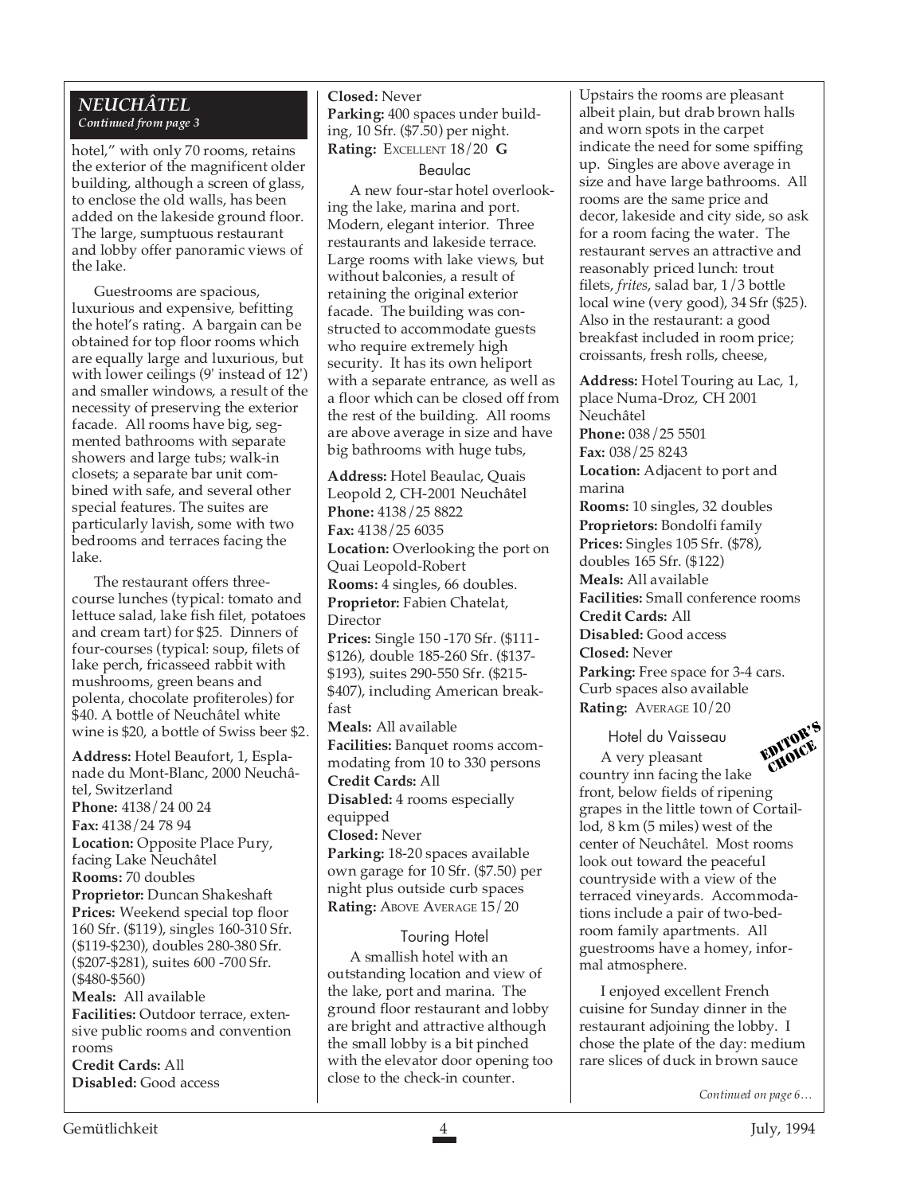## NEUCHÂTEL

*Continued from page 3*

hotel," with only 70 rooms, retains the exterior of the magnificent older building, although a screen of glass, to enclose the old walls, has been added on the lakeside ground floor. The large, sumptuous restaurant and lobby offer panoramic views of the lake.

Guestrooms are spacious, luxurious and expensive, befitting the hotel's rating. A bargain can be obtained for top floor rooms which are equally large and luxurious, but with lower ceilings (9' instead of 12') and smaller windows, a result of the necessity of preserving the exterior facade. All rooms have big, segmented bathrooms with separate showers and large tubs; walk-in closets; a separate bar unit combined with safe, and several other special features. The suites are particularly lavish, some with two bedrooms and terraces facing the lake.

The restaurant offers three-course lunches (typical: tomato and lettuce salad, lake fish filet, potatoes and cream tart) for $25. Dinners of four-courses (typical: soup, filets of lake perch, fricasseed rabbit with mushrooms, green beans and polenta, chocolate profiteroles) for $40. A bottle of Neuchâtel white wine is $20, a bottle of Swiss beer $2.

**Address:** Hotel Beaufort, 1, Esplanade du Mont-Blanc, 2000 Neuchâtel, Switzerland
**Phone:** 4138/24 00 24
**Fax:** 4138/24 78 94
**Location:** Opposite Place Pury, facing Lake Neuchâtel
**Rooms:** 70 doubles
**Proprietor:** Duncan Shakeshaft
**Prices:** Weekend special top floor 160 Sfr. ($119), singles 160-310 Sfr. ($119-$230), doubles 280-380 Sfr. ($207-$281), suites 600 -700 Sfr. ($480-$560)
**Meals:** All available
**Facilities:** Outdoor terrace, extensive public rooms and convention rooms
**Credit Cards:** All
**Disabled:** Good access
**Closed:** Never
**Parking:** 400 spaces under building, 10 Sfr. ($7.50) per night.
**Rating:** EXCELLENT 18/20 **G**

### Beaulac

A new four-star hotel overlooking the lake, marina and port. Modern, elegant interior. Three restaurants and lakeside terrace. Large rooms with lake views, but without balconies, a result of retaining the original exterior facade. The building was constructed to accommodate guests who require extremely high security. It has its own heliport with a separate entrance, as well as a floor which can be closed off from the rest of the building. All rooms are above average in size and have big bathrooms with huge tubs,

**Address:** Hotel Beaulac, Quais Leopold 2, CH-2001 Neuchâtel
**Phone:** 4138/25 8822
**Fax:** 4138/25 6035
**Location:** Overlooking the port on Quai Leopold-Robert
**Rooms:** 4 singles, 66 doubles.
**Proprietor:** Fabien Chatelat, Director
**Prices:** Single 150 -170 Sfr. ($111-$126), double 185-260 Sfr. ($137-$193), suites 290-550 Sfr. ($215-$407), including American breakfast
**Meals:** All available
**Facilities:** Banquet rooms accommodating from 10 to 330 persons
**Credit Cards:** All
**Disabled:** 4 rooms especially equipped
**Closed:** Never
**Parking:** 18-20 spaces available own garage for 10 Sfr. ($7.50) per night plus outside curb spaces
**Rating:** ABOVE AVERAGE 15/20

### Touring Hotel

A smallish hotel with an outstanding location and view of the lake, port and marina. The ground floor restaurant and lobby are bright and attractive although the small lobby is a bit pinched with the elevator door opening too close to the check-in counter. Upstairs the rooms are pleasant albeit plain, but drab brown halls and worn spots in the carpet indicate the need for some spiffing up. Singles are above average in size and have large bathrooms. All rooms are the same price and decor, lakeside and city side, so ask for a room facing the water. The restaurant serves an attractive and reasonably priced lunch: trout filets, *frites*, salad bar, 1/3 bottle local wine (very good), 34 Sfr ($25). Also in the restaurant: a good breakfast included in room price; croissants, fresh rolls, cheese,

**Address:** Hotel Touring au Lac, 1, place Numa-Droz, CH 2001 Neuchâtel
**Phone:** 038/25 5501
**Fax:** 038/25 8243
**Location:** Adjacent to port and marina
**Rooms:** 10 singles, 32 doubles
**Proprietors:** Bondolfi family
**Prices:** Singles 105 Sfr. ($78), doubles 165 Sfr. ($122)
**Meals:** All available
**Facilities:** Small conference rooms
**Credit Cards:** All
**Disabled:** Good access
**Closed:** Never
**Parking:** Free space for 3-4 cars. Curb spaces also available
**Rating:** AVERAGE 10/20

### Hotel du Vaisseau

EDITOR'S CHOICE

A very pleasant country inn facing the lake front, below fields of ripening grapes in the little town of Cortaillod, 8 km (5 miles) west of the center of Neuchâtel. Most rooms look out toward the peaceful countryside with a view of the terraced vineyards. Accommodations include a pair of two-bedroom family apartments. All guestrooms have a homey, informal atmosphere.

I enjoyed excellent French cuisine for Sunday dinner in the restaurant adjoining the lobby. I chose the plate of the day: medium rare slices of duck in brown sauce

*Continued on page 6…*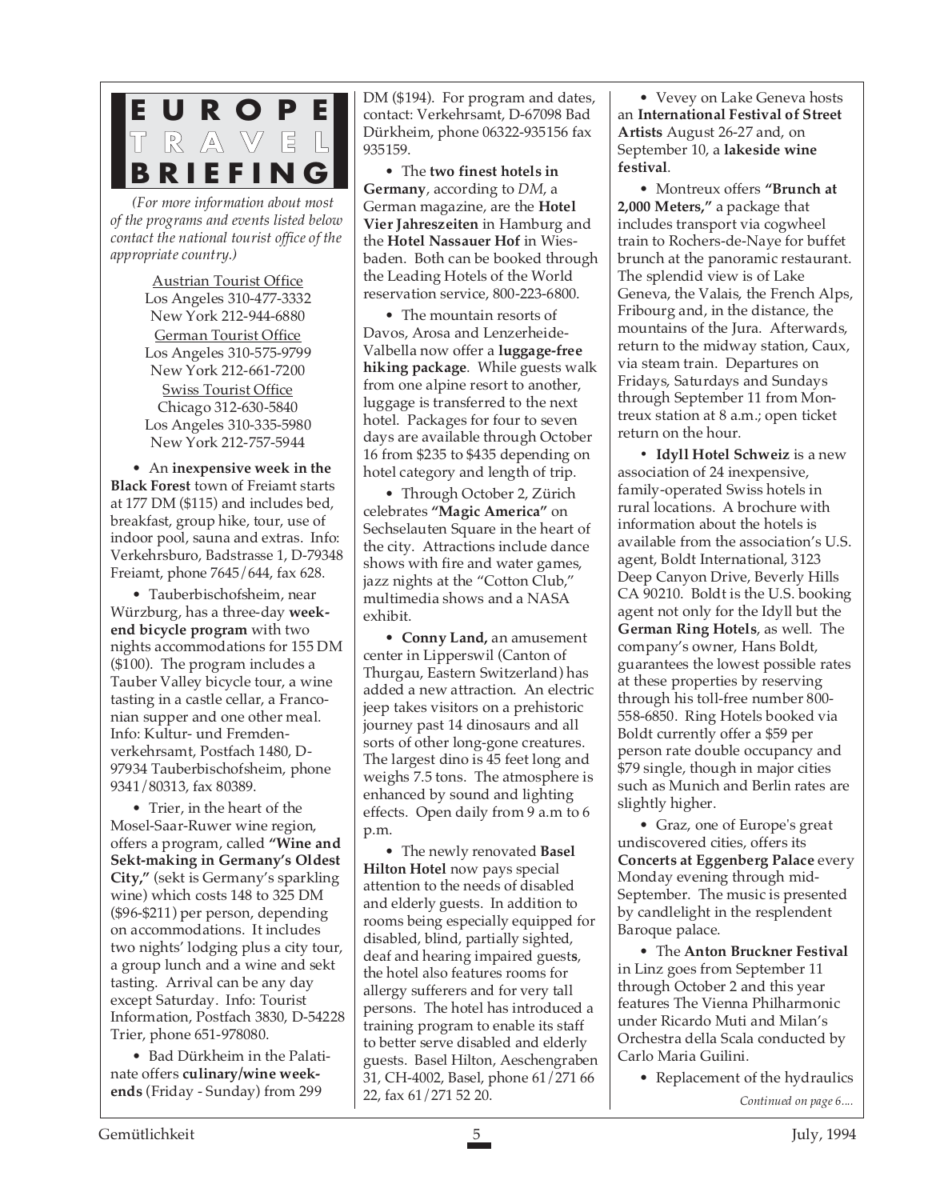# EUROPE TRAVEL BRIEFING

*(For more information about most of the programs and events listed below contact the national tourist office of the appropriate country.)*

Austrian Tourist Office
Los Angeles 310-477-3332
New York 212-944-6880

German Tourist Office
Los Angeles 310-575-9799
New York 212-661-7200

Swiss Tourist Office
Chicago 312-630-5840
Los Angeles 310-335-5980
New York 212-757-5944

• An **inexpensive week in the Black Forest** town of Freiamt starts at 177 DM ($115) and includes bed, breakfast, group hike, tour, use of indoor pool, sauna and extras. Info: Verkehrsburo, Badstrasse 1, D-79348 Freiamt, phone 7645/644, fax 628.

• Tauberbischofsheim, near Würzburg, has a three-day **weekend bicycle program** with two nights accommodations for 155 DM ($100). The program includes a Tauber Valley bicycle tour, a wine tasting in a castle cellar, a Franconian supper and one other meal. Info: Kultur- und Fremdenverkehrsamt, Postfach 1480, D-97934 Tauberbischofsheim, phone 9341/80313, fax 80389.

• Trier, in the heart of the Mosel-Saar-Ruwer wine region, offers a program, called **"Wine and Sekt-making in Germany's Oldest City,"** (sekt is Germany's sparkling wine) which costs 148 to 325 DM ($96-$211) per person, depending on accommodations. It includes two nights' lodging plus a city tour, a group lunch and a wine and sekt tasting. Arrival can be any day except Saturday. Info: Tourist Information, Postfach 3830, D-54228 Trier, phone 651-978080.

• Bad Dürkheim in the Palatinate offers **culinary/wine weekends** (Friday - Sunday) from 299 DM ($194). For program and dates, contact: Verkehrsamt, D-67098 Bad Dürkheim, phone 06322-935156 fax 935159.

• The **two finest hotels in Germany**, according to *DM*, a German magazine, are the **Hotel Vier Jahreszeiten** in Hamburg and the **Hotel Nassauer Hof** in Wiesbaden. Both can be booked through the Leading Hotels of the World reservation service, 800-223-6800.

• The mountain resorts of Davos, Arosa and Lenzerheide-Valbella now offer a **luggage-free hiking package**. While guests walk from one alpine resort to another, luggage is transferred to the next hotel. Packages for four to seven days are available through October 16 from $235 to $435 depending on hotel category and length of trip.

• Through October 2, Zürich celebrates **"Magic America"** on Sechselauten Square in the heart of the city. Attractions include dance shows with fire and water games, jazz nights at the "Cotton Club," multimedia shows and a NASA exhibit.

• **Conny Land,** an amusement center in Lipperswil (Canton of Thurgau, Eastern Switzerland) has added a new attraction. An electric jeep takes visitors on a prehistoric journey past 14 dinosaurs and all sorts of other long-gone creatures. The largest dino is 45 feet long and weighs 7.5 tons. The atmosphere is enhanced by sound and lighting effects. Open daily from 9 a.m to 6 p.m.

• The newly renovated **Basel Hilton Hotel** now pays special attention to the needs of disabled and elderly guests. In addition to rooms being especially equipped for disabled, blind, partially sighted, deaf and hearing impaired guests, the hotel also features rooms for allergy sufferers and for very tall persons. The hotel has introduced a training program to enable its staff to better serve disabled and elderly guests. Basel Hilton, Aeschengraben 31, CH-4002, Basel, phone 61/271 66 22, fax 61/271 52 20.

• Vevey on Lake Geneva hosts an **International Festival of Street Artists** August 26-27 and, on September 10, a **lakeside wine festival**.

• Montreux offers **"Brunch at 2,000 Meters,"** a package that includes transport via cogwheel train to Rochers-de-Naye for buffet brunch at the panoramic restaurant. The splendid view is of Lake Geneva, the Valais, the French Alps, Fribourg and, in the distance, the mountains of the Jura. Afterwards, return to the midway station, Caux, via steam train. Departures on Fridays, Saturdays and Sundays through September 11 from Montreux station at 8 a.m.; open ticket return on the hour.

• **Idyll Hotel Schweiz** is a new association of 24 inexpensive, family-operated Swiss hotels in rural locations. A brochure with information about the hotels is available from the association's U.S. agent, Boldt International, 3123 Deep Canyon Drive, Beverly Hills CA 90210. Boldt is the U.S. booking agent not only for the Idyll but the **German Ring Hotels**, as well. The company's owner, Hans Boldt, guarantees the lowest possible rates at these properties by reserving through his toll-free number 800-558-6850. Ring Hotels booked via Boldt currently offer a $59 per person rate double occupancy and $79 single, though in major cities such as Munich and Berlin rates are slightly higher.

• Graz, one of Europe's great undiscovered cities, offers its **Concerts at Eggenberg Palace** every Monday evening through mid-September. The music is presented by candlelight in the resplendent Baroque palace.

• The **Anton Bruckner Festival** in Linz goes from September 11 through October 2 and this year features The Vienna Philharmonic under Ricardo Muti and Milan's Orchestra della Scala conducted by Carlo Maria Guilini.

• Replacement of the hydraulics

*Continued on page 6....*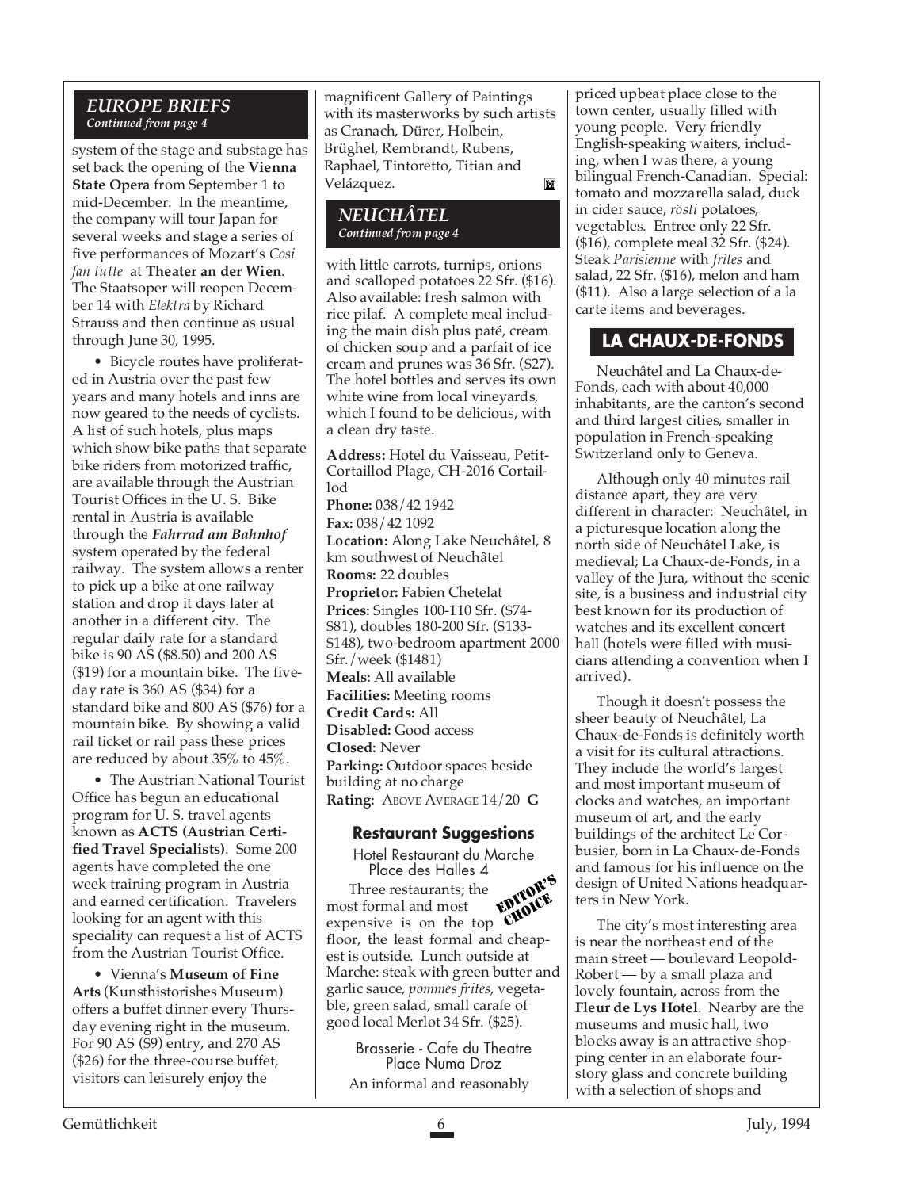### *EUROPE BRIEFS*
*Continued from page 4*

system of the stage and substage has set back the opening of the **Vienna State Opera** from September 1 to mid-December. In the meantime, the company will tour Japan for several weeks and stage a series of five performances of Mozart's *Cosi fan tutte* at **Theater an der Wien**. The Staatsoper will reopen December 14 with *Elektra* by Richard Strauss and then continue as usual through June 30, 1995.

• Bicycle routes have proliferated in Austria over the past few years and many hotels and inns are now geared to the needs of cyclists. A list of such hotels, plus maps which show bike paths that separate bike riders from motorized traffic, are available through the Austrian Tourist Offices in the U. S. Bike rental in Austria is available through the ***Fahrrad am Bahnhof*** system operated by the federal railway. The system allows a renter to pick up a bike at one railway station and drop it days later at another in a different city. The regular daily rate for a standard bike is 90 AS ($8.50) and 200 AS ($19) for a mountain bike. The five-day rate is 360 AS ($34) for a standard bike and 800 AS ($76) for a mountain bike. By showing a valid rail ticket or rail pass these prices are reduced by about 35% to 45%.

• The Austrian National Tourist Office has begun an educational program for U. S. travel agents known as **ACTS (Austrian Certified Travel Specialists)**. Some 200 agents have completed the one week training program in Austria and earned certification. Travelers looking for an agent with this speciality can request a list of ACTS from the Austrian Tourist Office.

• Vienna's **Museum of Fine Arts** (Kunsthistorishes Museum) offers a buffet dinner every Thursday evening right in the museum. For 90 AS ($9) entry, and 270 AS ($26) for the three-course buffet, visitors can leisurely enjoy the magnificent Gallery of Paintings with its masterworks by such artists as Cranach, Dürer, Holbein, Brüghel, Rembrandt, Rubens, Raphael, Tintoretto, Titian and Velázquez.

### *NEUCHÂTEL*
*Continued from page 4*

with little carrots, turnips, onions and scalloped potatoes 22 Sfr. ($16). Also available: fresh salmon with rice pilaf. A complete meal including the main dish plus paté, cream of chicken soup and a parfait of ice cream and prunes was 36 Sfr. ($27). The hotel bottles and serves its own white wine from local vineyards, which I found to be delicious, with a clean dry taste.

**Address:** Hotel du Vaisseau, Petit-Cortaillod Plage, CH-2016 Cortaillod
**Phone:** 038/42 1942
**Fax:** 038/42 1092
**Location:** Along Lake Neuchâtel, 8 km southwest of Neuchâtel
**Rooms:** 22 doubles
**Proprietor:** Fabien Chetelat
**Prices:** Singles 100-110 Sfr. ($74-$81), doubles 180-200 Sfr. ($133-$148), two-bedroom apartment 2000 Sfr./week ($1481)
**Meals:** All available
**Facilities:** Meeting rooms
**Credit Cards:** All
**Disabled:** Good access
**Closed:** Never
**Parking:** Outdoor spaces beside building at no charge
**Rating:** ABOVE AVERAGE 14/20 **G**

#### Restaurant Suggestions

Hotel Restaurant du Marche
Place des Halles 4

EDITOR'S CHOICE

Three restaurants; the most formal and most expensive is on the top floor, the least formal and cheapest is outside. Lunch outside at Marche: steak with green butter and garlic sauce, *pommes frites*, vegetable, green salad, small carafe of good local Merlot 34 Sfr. ($25).

Brasserie - Cafe du Theatre
Place Numa Droz

An informal and reasonably priced upbeat place close to the town center, usually filled with young people. Very friendly English-speaking waiters, including, when I was there, a young bilingual French-Canadian. Special: tomato and mozzarella salad, duck in cider sauce, *rösti* potatoes, vegetables. Entree only 22 Sfr. ($16), complete meal 32 Sfr. ($24). Steak *Parisienne* with *frites* and salad, 22 Sfr. ($16), melon and ham ($11). Also a large selection of a la carte items and beverages.

## LA CHAUX-DE-FONDS

Neuchâtel and La Chaux-de-Fonds, each with about 40,000 inhabitants, are the canton's second and third largest cities, smaller in population in French-speaking Switzerland only to Geneva.

Although only 40 minutes rail distance apart, they are very different in character: Neuchâtel, in a picturesque location along the north side of Neuchâtel Lake, is medieval; La Chaux-de-Fonds, in a valley of the Jura, without the scenic site, is a business and industrial city best known for its production of watches and its excellent concert hall (hotels were filled with musicians attending a convention when I arrived).

Though it doesn't possess the sheer beauty of Neuchâtel, La Chaux-de-Fonds is definitely worth a visit for its cultural attractions. They include the world's largest and most important museum of clocks and watches, an important museum of art, and the early buildings of the architect Le Corbusier, born in La Chaux-de-Fonds and famous for his influence on the design of United Nations headquarters in New York.

The city's most interesting area is near the northeast end of the main street — boulevard Leopold-Robert — by a small plaza and lovely fountain, across from the **Fleur de Lys Hotel**. Nearby are the museums and music hall, two blocks away is an attractive shopping center in an elaborate four-story glass and concrete building with a selection of shops and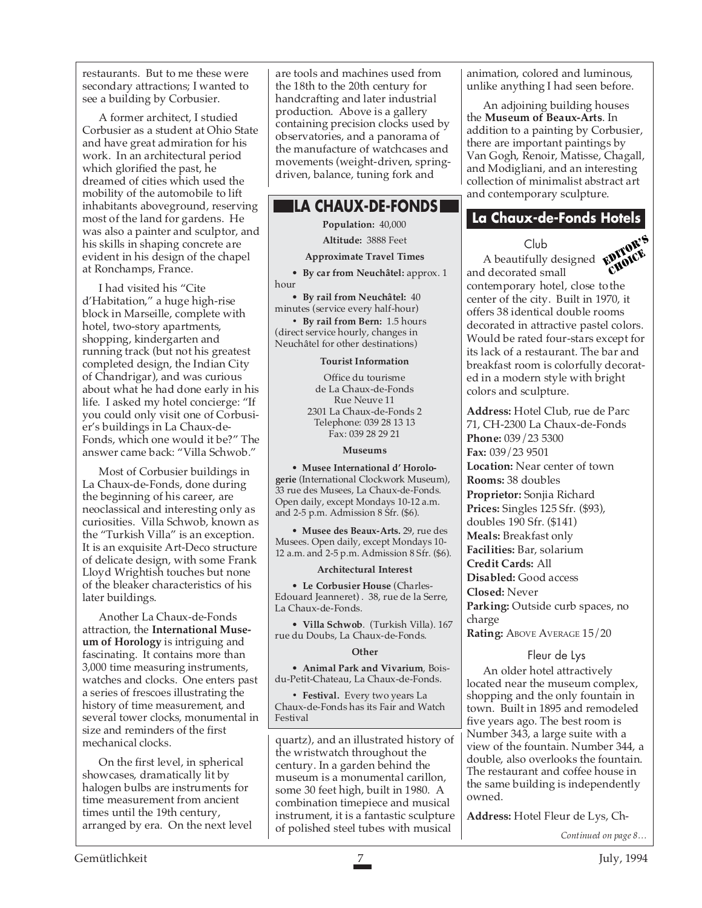restaurants. But to me these were secondary attractions; I wanted to see a building by Corbusier.

A former architect, I studied Corbusier as a student at Ohio State and have great admiration for his work. In an architectural period which glorified the past, he dreamed of cities which used the mobility of the automobile to lift inhabitants aboveground, reserving most of the land for gardens. He was also a painter and sculptor, and his skills in shaping concrete are evident in his design of the chapel at Ronchamps, France.

I had visited his "Cite d'Habitation," a huge high-rise block in Marseille, complete with hotel, two-story apartments, shopping, kindergarten and running track (but not his greatest completed design, the Indian City of Chandrigar), and was curious about what he had done early in his life. I asked my hotel concierge: "If you could only visit one of Corbusier's buildings in La Chaux-de-Fonds, which one would it be?" The answer came back: "Villa Schwob."

Most of Corbusier buildings in La Chaux-de-Fonds, done during the beginning of his career, are neoclassical and interesting only as curiosities. Villa Schwob, known as the "Turkish Villa" is an exception. It is an exquisite Art-Deco structure of delicate design, with some Frank Lloyd Wrightish touches but none of the bleaker characteristics of his later buildings.

Another La Chaux-de-Fonds attraction, the **International Museum of Horology** is intriguing and fascinating. It contains more than 3,000 time measuring instruments, watches and clocks. One enters past a series of frescoes illustrating the history of time measurement, and several tower clocks, monumental in size and reminders of the first mechanical clocks.

On the first level, in spherical showcases, dramatically lit by halogen bulbs are instruments for time measurement from ancient times until the 19th century, arranged by era. On the next level are tools and machines used from the 18th to the 20th century for handcrafting and later industrial production. Above is a gallery containing precision clocks used by observatories, and a panorama of the manufacture of watchcases and movements (weight-driven, spring-driven, balance, tuning fork and quartz), and an illustrated history of the wristwatch throughout the century. In a garden behind the museum is a monumental carillon, some 30 feet high, built in 1980. A combination timepiece and musical instrument, it is a fantastic sculpture of polished steel tubes with musical animation, colored and luminous, unlike anything I had seen before.

An adjoining building houses the **Museum of Beaux-Arts**. In addition to a painting by Corbusier, there are important paintings by Van Gogh, Renoir, Matisse, Chagall, and Modigliani, and an interesting collection of minimalist abstract art and contemporary sculpture.

## LA CHAUX-DE-FONDS

**Population:** 40,000

**Altitude:** 3888 Feet

**Approximate Travel Times**

- **By car from Neuchâtel:** approx. 1 hour
- **By rail from Neuchâtel:** 40 minutes (service every half-hour)
- **By rail from Bern:** 1.5 hours (direct service hourly, changes in Neuchâtel for other destinations)

**Tourist Information**

Office du tourisme
de La Chaux-de-Fonds
Rue Neuve 11
2301 La Chaux-de-Fonds 2
Telephone: 039 28 13 13
Fax: 039 28 29 21

**Museums**

- **Musee International d' Horologerie** (International Clockwork Museum), 33 rue des Musees, La Chaux-de-Fonds. Open daily, except Mondays 10-12 a.m. and 2-5 p.m. Admission 8 Sfr. ($6).
- **Musee des Beaux-Arts.** 29, rue des Musees. Open daily, except Mondays 10-12 a.m. and 2-5 p.m. Admission 8 Sfr. ($6).

**Architectural Interest**

- **Le Corbusier House** (Charles-Edouard Jeanneret) . 38, rue de la Serre, La Chaux-de-Fonds.
- **Villa Schwob**. (Turkish Villa). 167 rue du Doubs, La Chaux-de-Fonds.

**Other**

- **Animal Park and Vivarium**, Bois-du-Petit-Chateau, La Chaux-de-Fonds.
- **Festival.** Every two years La Chaux-de-Fonds has its Fair and Watch Festival

## La Chaux-de-Fonds Hotels

### Club

EDITOR'S CHOICE

A beautifully designed and decorated small contemporary hotel, close to the center of the city. Built in 1970, it offers 38 identical double rooms decorated in attractive pastel colors. Would be rated four-stars except for its lack of a restaurant. The bar and breakfast room is colorfully decorated in a modern style with bright colors and sculpture.

**Address:** Hotel Club, rue de Parc 71, CH-2300 La Chaux-de-Fonds
**Phone:** 039/23 5300
**Fax:** 039/23 9501
**Location:** Near center of town
**Rooms:** 38 doubles
**Proprietor:** Sonjia Richard
**Prices:** Singles 125 Sfr. ($93), doubles 190 Sfr. ($141)
**Meals:** Breakfast only
**Facilities:** Bar, solarium
**Credit Cards:** All
**Disabled:** Good access
**Closed:** Never
**Parking:** Outside curb spaces, no charge
**Rating:** ABOVE AVERAGE 15/20

### Fleur de Lys

An older hotel attractively located near the museum complex, shopping and the only fountain in town. Built in 1895 and remodeled five years ago. The best room is Number 343, a large suite with a view of the fountain. Number 344, a double, also overlooks the fountain. The restaurant and coffee house in the same building is independently owned.

**Address:** Hotel Fleur de Lys, Ch-

*Continued on page 8…*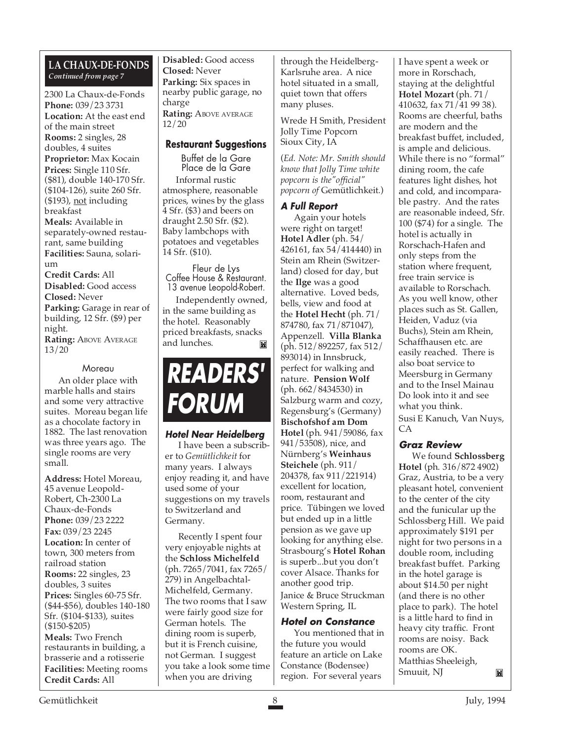## LA CHAUX-DE-FONDS

*Continued from page 7*

2300 La Chaux-de-Fonds
**Phone:** 039/23 3731
**Location:** At the east end of the main street
**Rooms:** 2 singles, 28 doubles, 4 suites
**Proprietor:** Max Kocain
**Prices:** Single 110 Sfr. ($81), double 140-170 Sfr. ($104-126), suite 260 Sfr. ($193), not including breakfast
**Meals:** Available in separately-owned restaurant, same building
**Facilities:** Sauna, solarium
**Credit Cards:** All
**Disabled:** Good access
**Closed:** Never
**Parking:** Garage in rear of building, 12 Sfr. ($9) per night.
**Rating:** ABOVE AVERAGE 13/20

### Moreau

An older place with marble halls and stairs and some very attractive suites. Moreau began life as a chocolate factory in 1882. The last renovation was three years ago. The single rooms are very small.

**Address:** Hotel Moreau, 45 avenue Leopold-Robert, Ch-2300 La Chaux-de-Fonds
**Phone:** 039/23 2222
**Fax:** 039/23 2245
**Location:** In center of town, 300 meters from railroad station
**Rooms:** 22 singles, 23 doubles, 3 suites
**Prices:** Singles 60-75 Sfr. ($44-$56), doubles 140-180 Sfr. ($104-$133), suites ($150-$205)
**Meals:** Two French restaurants in building, a brasserie and a rotisserie
**Facilities:** Meeting rooms
**Credit Cards:** All
**Disabled:** Good access
**Closed:** Never
**Parking:** Six spaces in nearby public garage, no charge
**Rating:** ABOVE AVERAGE 12/20

### Restaurant Suggestions

Buffet de la Gare
Place de la Gare

Informal rustic atmosphere, reasonable prices, wines by the glass 4 Sfr. ($3) and beers on draught 2.50 Sfr. ($2). Baby lambchops with potatoes and vegetables 14 Sfr. ($10).

Fleur de Lys
Coffee House & Restaurant.
13 avenue Leopold-Robert.

Independently owned, in the same building as the hotel. Reasonably priced breakfasts, snacks and lunches.

# READERS' FORUM

### *Hotel Near Heidelberg*

I have been a subscriber to *Gemütlichkeit* for many years. I always enjoy reading it, and have used some of your suggestions on my travels to Switzerland and Germany.

Recently I spent four very enjoyable nights at the **Schloss Michelfeld** (ph. 7265/7041, fax 7265/279) in Angelbachtal-Michelfeld, Germany. The two rooms that I saw were fairly good size for German hotels. The dining room is superb, but it is French cuisine, not German. I suggest you take a look some time when you are driving through the Heidelberg-Karlsruhe area. A nice hotel situated in a small, quiet town that offers many pluses.

Wrede H Smith, President
Jolly Time Popcorn
Sioux City, IA

(*Ed. Note: Mr. Smith should know that Jolly Time white popcorn is the"official" popcorn of* Gemütlichkeit.)

### *A Full Report*

Again your hotels were right on target! **Hotel Adler** (ph. 54/426161, fax 54/414440) in Stein am Rhein (Switzerland) closed for day, but the **Ilge** was a good alternative. Loved beds, bells, view and food at the **Hotel Hecht** (ph. 71/874780, fax 71/871047), Appenzell. **Villa Blanka** (ph. 512/892257, fax 512/893014) in Innsbruck, perfect for walking and nature. **Pension Wolf** (ph. 662/8434530) in Salzburg warm and cozy, Regensburg's (Germany) **Bischofshof am Dom Hotel** (ph. 941/59086, fax 941/53508), nice, and Nürnberg's **Weinhaus Steichele** (ph. 911/204378, fax 911/221914) excellent for location, room, restaurant and price. Tübingen we loved but ended up in a little pension as we gave up looking for anything else. Strasbourg's **Hotel Rohan** is superb...but you don't cover Alsace. Thanks for another good trip.

Janice & Bruce Struckman
Western Spring, IL

### *Hotel on Constance*

You mentioned that in the future you would feature an article on Lake Constance (Bodensee) region. For several years I have spent a week or more in Rorschach, staying at the delightful **Hotel Mozart** (ph. 71/410632, fax 71/41 99 38). Rooms are cheerful, baths are modern and the breakfast buffet, included, is ample and delicious. While there is no "formal" dining room, the cafe features light dishes, hot and cold, and incomparable pastry. And the rates are reasonable indeed, Sfr. 100 ($74) for a single. The hotel is actually in Rorschach-Hafen and only steps from the station where frequent, free train service is available to Rorschach. As you well know, other places such as St. Gallen, Heiden, Vaduz (via Buchs), Stein am Rhein, Schaffhausen etc. are easily reached. There is also boat service to Meersburg in Germany and to the Insel Mainau Do look into it and see what you think.

Susi E Kanuch, Van Nuys, CA

### *Graz Review*

We found **Schlossberg Hotel** (ph. 316/872 4902) Graz, Austria, to be a very pleasant hotel, convenient to the center of the city and the funicular up the Schlossberg Hill. We paid approximately $191 per night for two persons in a double room, including breakfast buffet. Parking in the hotel garage is about $14.50 per night (and there is no other place to park). The hotel is a little hard to find in heavy city traffic. Front rooms are noisy. Back rooms are OK.

Matthias Sheeleigh,
Smuuit, NJ